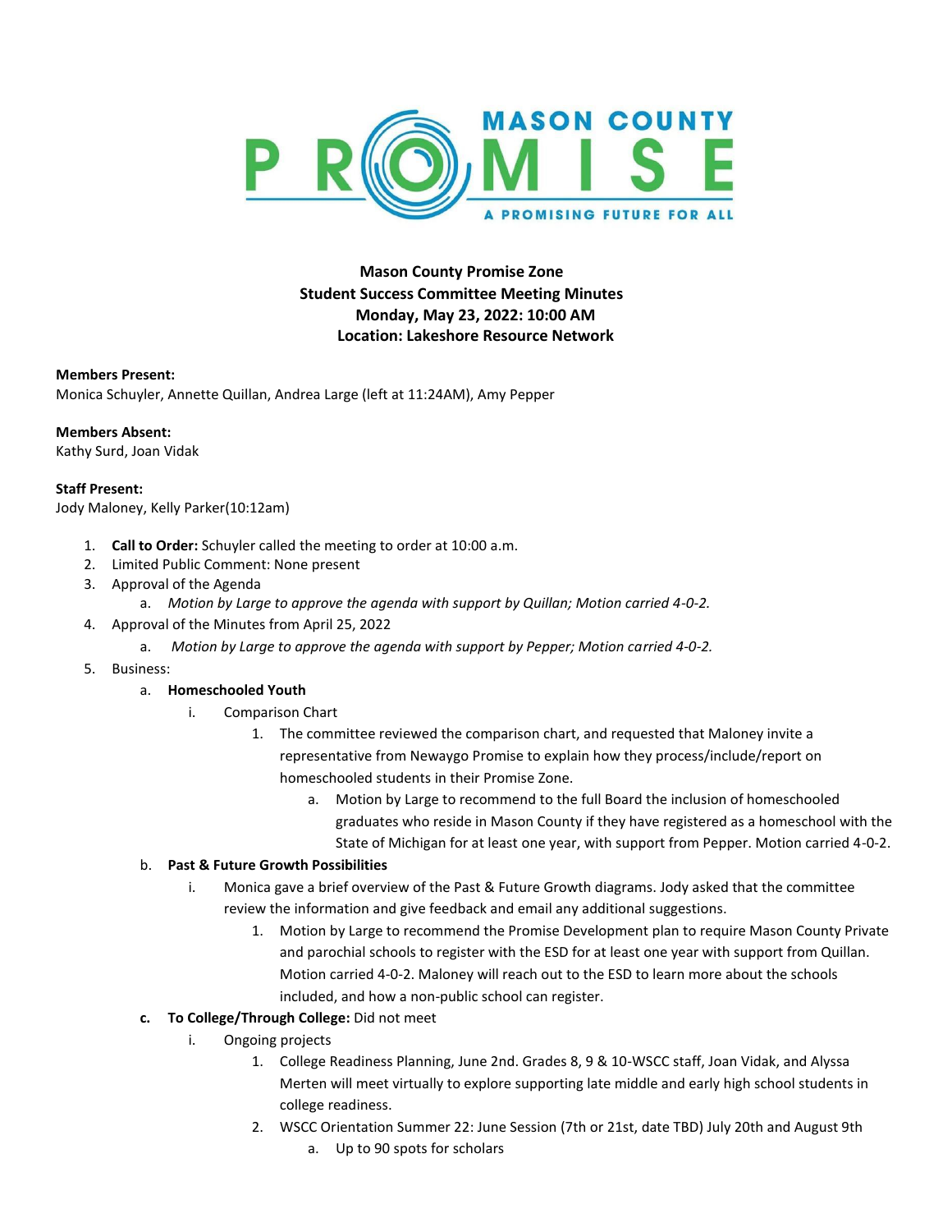MASON COUNTY PROMISE

A PROMISING FUTURE FOR ALL

**Mason County Promise Zone**
**Student Success Committee Meeting Minutes**
**Monday, May 23, 2022: 10:00 AM**
**Location: Lakeshore Resource Network**

**Members Present:**
Monica Schuyler, Annette Quillan, Andrea Large (left at 11:24AM), Amy Pepper

**Members Absent:**
Kathy Surd, Joan Vidak

**Staff Present:**
Jody Maloney, Kelly Parker(10:12am)

1. **Call to Order:** Schuyler called the meeting to order at 10:00 a.m.
2. Limited Public Comment: None present
3. Approval of the Agenda
   a. *Motion by Large to approve the agenda with support by Quillan; Motion carried 4-0-2.*
4. Approval of the Minutes from April 25, 2022
   a. *Motion by Large to approve the agenda with support by Pepper; Motion carried 4-0-2.*
5. Business:
   a. **Homeschooled Youth**
      i. Comparison Chart
         1. The committee reviewed the comparison chart, and requested that Maloney invite a representative from Newaygo Promise to explain how they process/include/report on homeschooled students in their Promise Zone.
            a. Motion by Large to recommend to the full Board the inclusion of homeschooled graduates who reside in Mason County if they have registered as a homeschool with the State of Michigan for at least one year, with support from Pepper. Motion carried 4-0-2.
   b. **Past & Future Growth Possibilities**
      i. Monica gave a brief overview of the Past & Future Growth diagrams. Jody asked that the committee review the information and give feedback and email any additional suggestions.
         1. Motion by Large to recommend the Promise Development plan to require Mason County Private and parochial schools to register with the ESD for at least one year with support from Quillan. Motion carried 4-0-2. Maloney will reach out to the ESD to learn more about the schools included, and how a non-public school can register.
   c. **To College/Through College:** Did not meet
      i. Ongoing projects
         1. College Readiness Planning, June 2nd. Grades 8, 9 & 10-WSCC staff, Joan Vidak, and Alyssa Merten will meet virtually to explore supporting late middle and early high school students in college readiness.
         2. WSCC Orientation Summer 22: June Session (7th or 21st, date TBD) July 20th and August 9th
            a. Up to 90 spots for scholars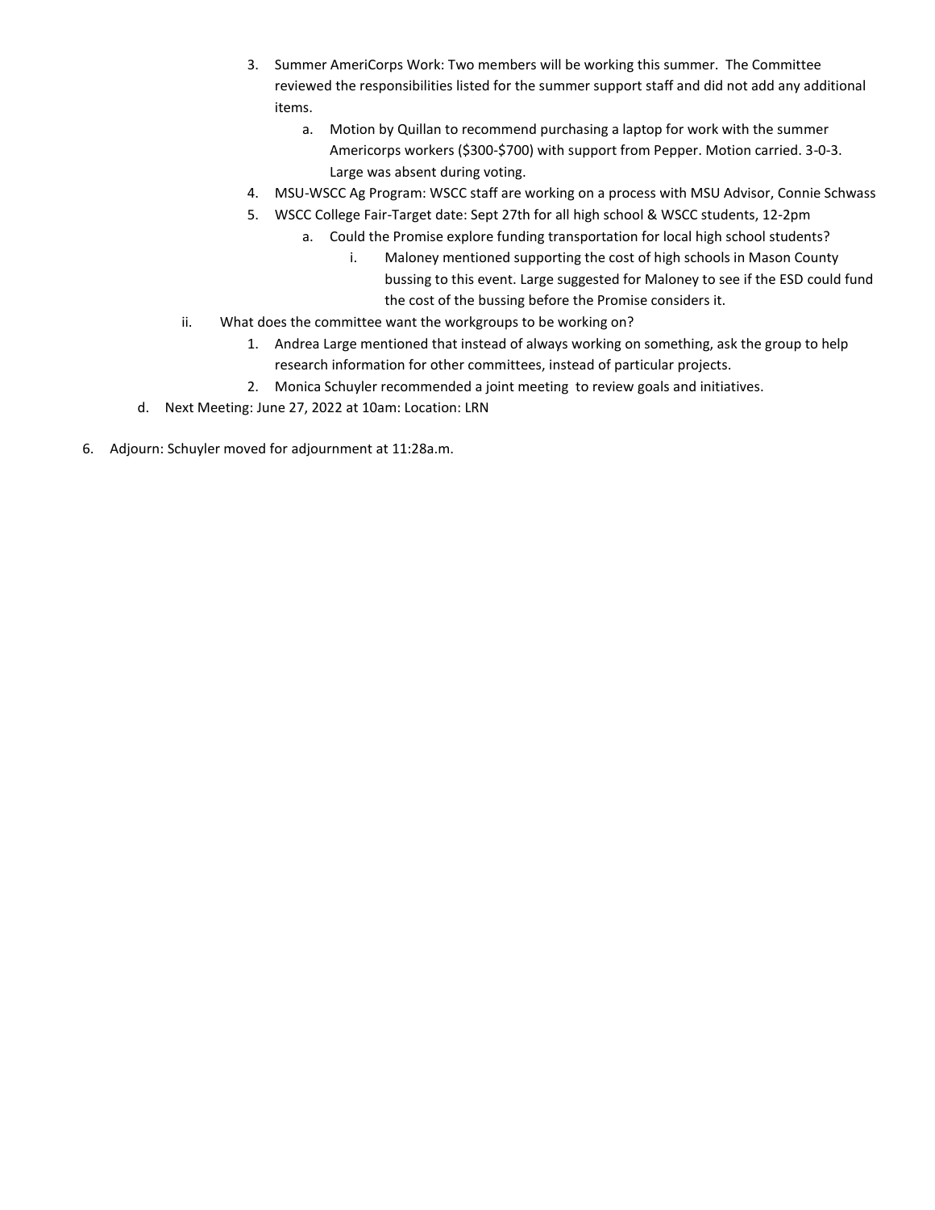3. Summer AmeriCorps Work: Two members will be working this summer. The Committee reviewed the responsibilities listed for the summer support staff and did not add any additional items.
    a. Motion by Quillan to recommend purchasing a laptop for work with the summer Americorps workers ($300-$700) with support from Pepper. Motion carried. 3-0-3. Large was absent during voting.
4. MSU-WSCC Ag Program: WSCC staff are working on a process with MSU Advisor, Connie Schwass
5. WSCC College Fair-Target date: Sept 27th for all high school & WSCC students, 12-2pm
    a. Could the Promise explore funding transportation for local high school students?
        i. Maloney mentioned supporting the cost of high schools in Mason County bussing to this event. Large suggested for Maloney to see if the ESD could fund the cost of the bussing before the Promise considers it.

ii. What does the committee want the workgroups to be working on?
1. Andrea Large mentioned that instead of always working on something, ask the group to help research information for other committees, instead of particular projects.
2. Monica Schuyler recommended a joint meeting to review goals and initiatives.

d. Next Meeting: June 27, 2022 at 10am: Location: LRN

6. Adjourn: Schuyler moved for adjournment at 11:28a.m.